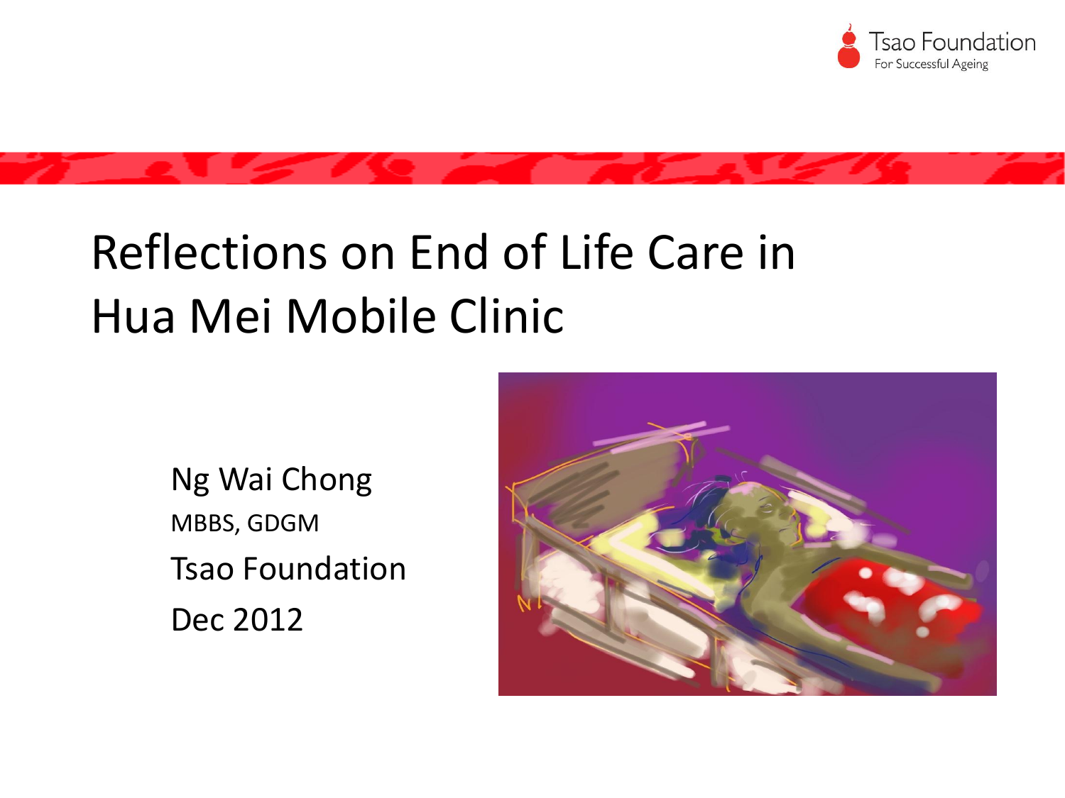# Reflections on End of Life Care in Hua Mei Mobile Clinic

Ng Wai Chong

MBBS, GDGM

Tsao Foundation

Dec 2012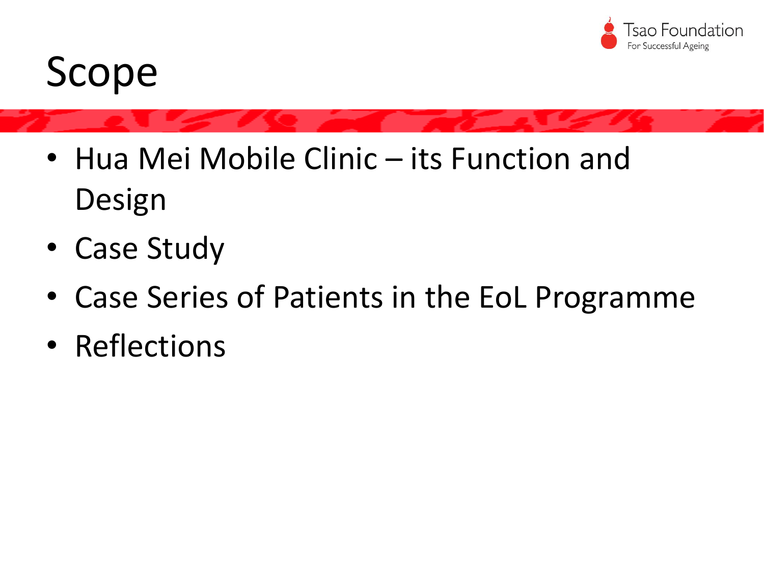# Scope

- Hua Mei Mobile Clinic – its Function and Design
- Case Study
- Case Series of Patients in the EoL Programme
- Reflections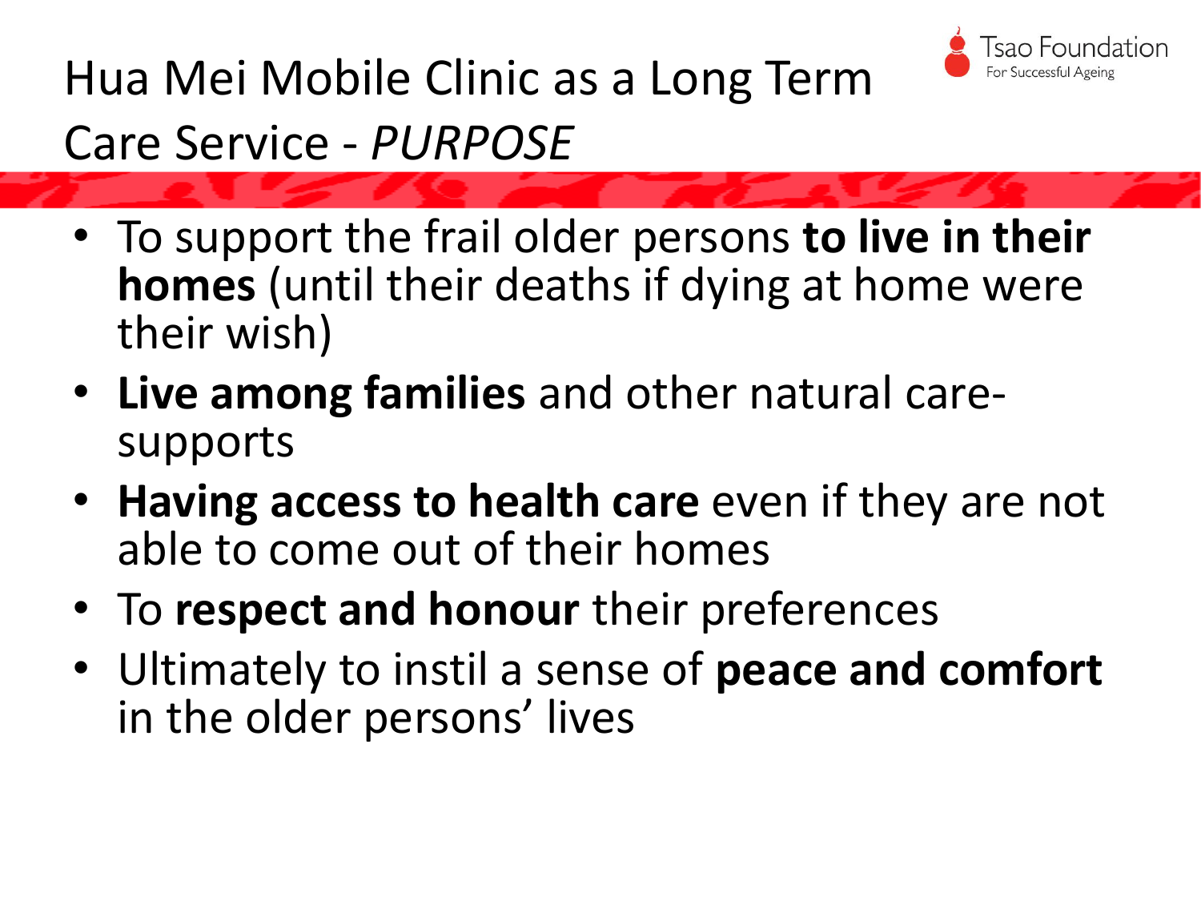# Hua Mei Mobile Clinic as a Long Term Care Service - *PURPOSE*

- To support the frail older persons **to live in their homes** (until their deaths if dying at home were their wish)
- **Live among families** and other natural care-supports
- **Having access to health care** even if they are not able to come out of their homes
- To **respect and honour** their preferences
- Ultimately to instil a sense of **peace and comfort** in the older persons' lives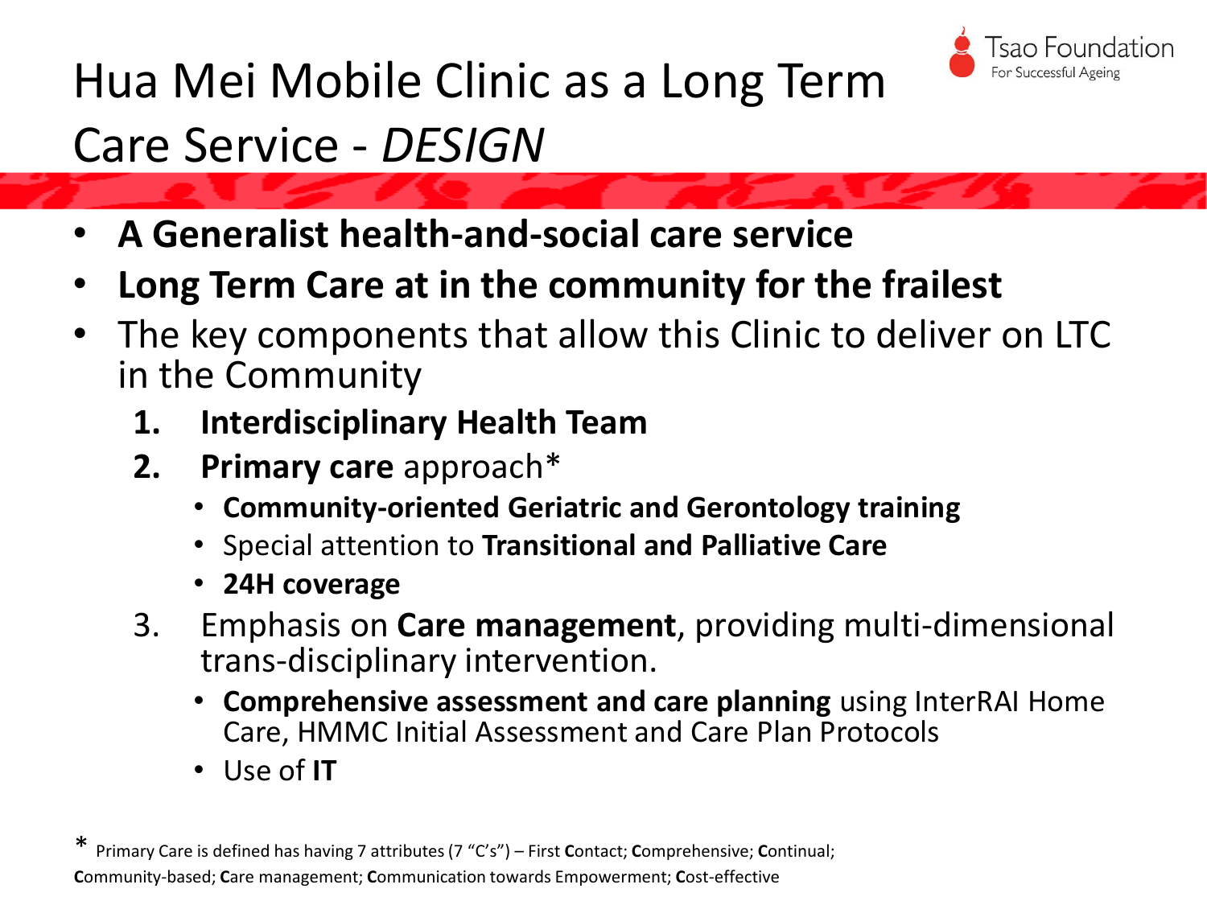# Hua Mei Mobile Clinic as a Long Term Care Service - *DESIGN*

- **A Generalist health-and-social care service**
- **Long Term Care at in the community for the frailest**
- The key components that allow this Clinic to deliver on LTC in the Community
  1. **Interdisciplinary Health Team**
  2. **Primary care** approach*
     - **Community-oriented Geriatric and Gerontology training**
     - Special attention to **Transitional and Palliative Care**
     - **24H coverage**
  3. Emphasis on **Care management**, providing multi-dimensional trans-disciplinary intervention.
     - **Comprehensive assessment and care planning** using InterRAI Home Care, HMMC Initial Assessment and Care Plan Protocols
     - Use of **IT**

* Primary Care is defined has having 7 attributes (7 "C's") – First **C**ontact; **C**omprehensive; **C**ontinual; **C**ommunity-based; **C**are management; **C**ommunication towards Empowerment; **C**ost-effective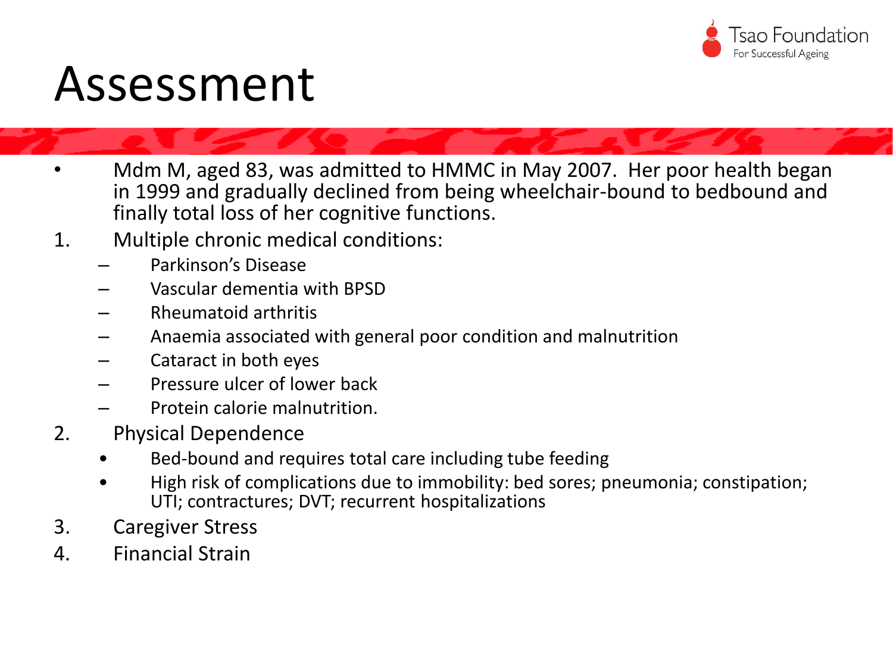# Assessment

- Mdm M, aged 83, was admitted to HMMC in May 2007. Her poor health began in 1999 and gradually declined from being wheelchair-bound to bedbound and finally total loss of her cognitive functions.

1. Multiple chronic medical conditions:
   - Parkinson's Disease
   - Vascular dementia with BPSD
   - Rheumatoid arthritis
   - Anaemia associated with general poor condition and malnutrition
   - Cataract in both eyes
   - Pressure ulcer of lower back
   - Protein calorie malnutrition.
2. Physical Dependence
   - Bed-bound and requires total care including tube feeding
   - High risk of complications due to immobility: bed sores; pneumonia; constipation; UTI; contractures; DVT; recurrent hospitalizations
3. Caregiver Stress
4. Financial Strain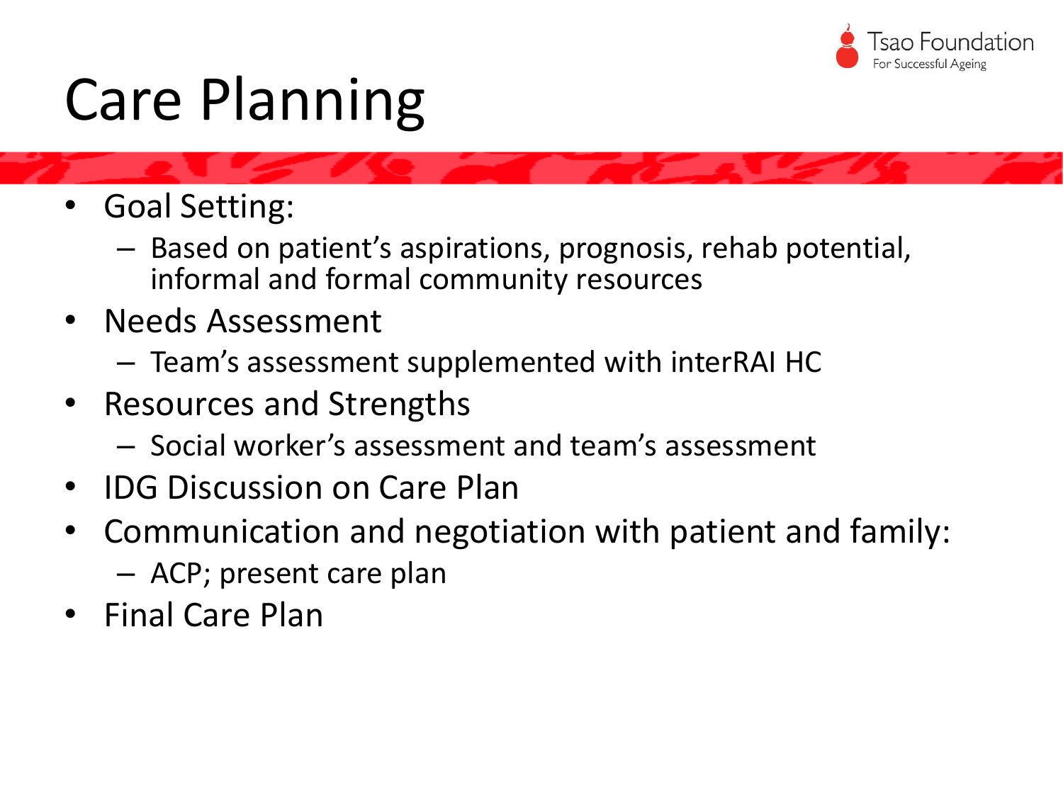# Care Planning

- Goal Setting:
  - Based on patient's aspirations, prognosis, rehab potential, informal and formal community resources
- Needs Assessment
  - Team's assessment supplemented with interRAI HC
- Resources and Strengths
  - Social worker's assessment and team's assessment
- IDG Discussion on Care Plan
- Communication and negotiation with patient and family:
  - ACP; present care plan
- Final Care Plan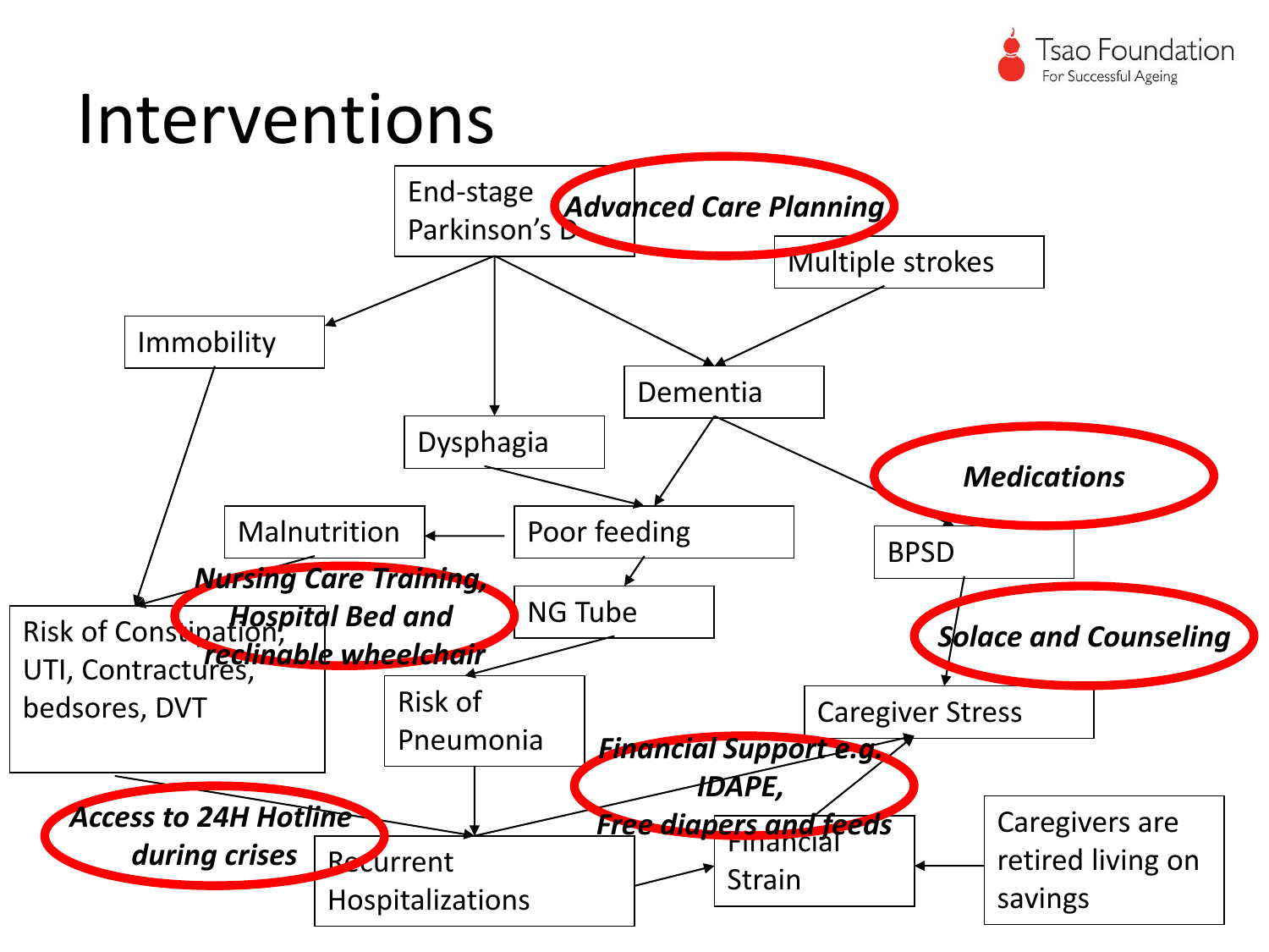# Interventions

End-stage Parkinson's D

***Advanced Care Planning***

Multiple strokes

Immobility

Dementia

Dysphagia

***Medications***

Malnutrition

Poor feeding

BPSD

***Nursing Care Training, Hospital Bed and reclinable wheelchair***

NG Tube

Risk of Constipation, UTI, Contractures, bedsores, DVT

***Solace and Counseling***

Risk of Pneumonia

Caregiver Stress

***Financial Support e.g. IDAPE, Free diapers and feeds***

***Access to 24H Hotline during crises***

Recurrent Hospitalizations

Financial Strain

Caregivers are retired living on savings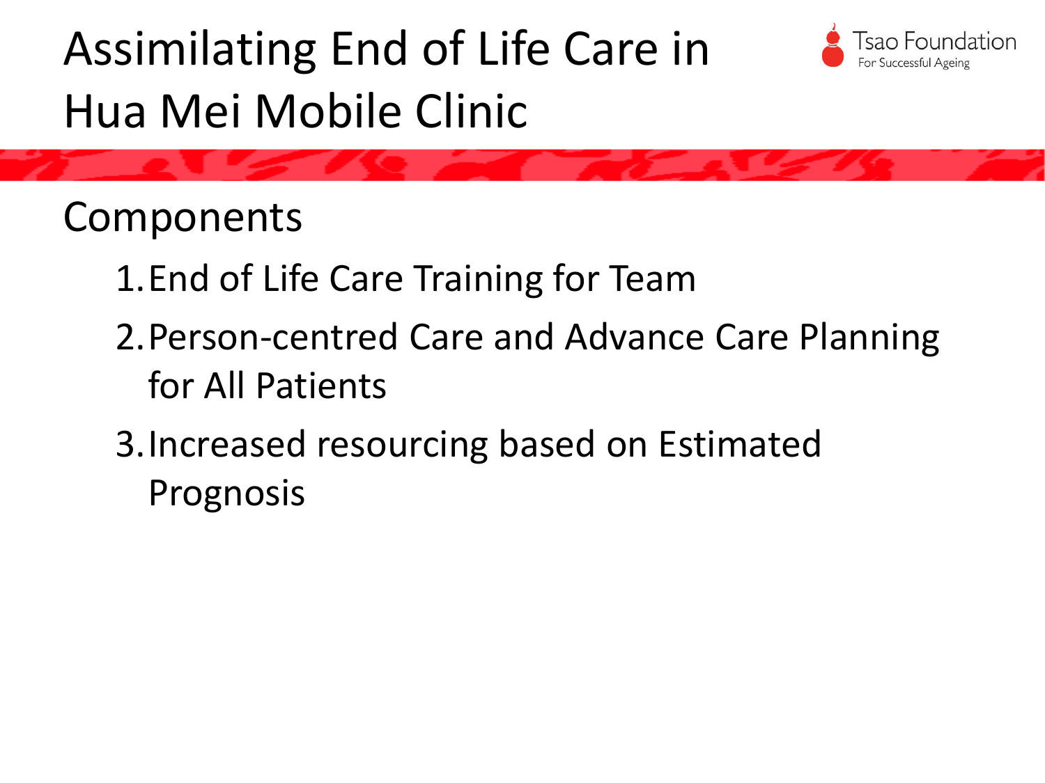# Assimilating End of Life Care in Hua Mei Mobile Clinic

## Components

1. End of Life Care Training for Team
2. Person-centred Care and Advance Care Planning for All Patients
3. Increased resourcing based on Estimated Prognosis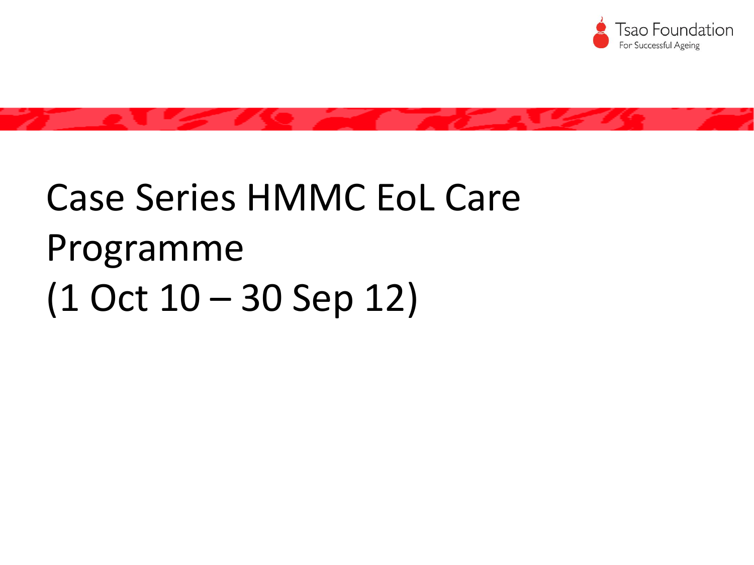# Case Series HMMC EoL Care Programme (1 Oct 10 – 30 Sep 12)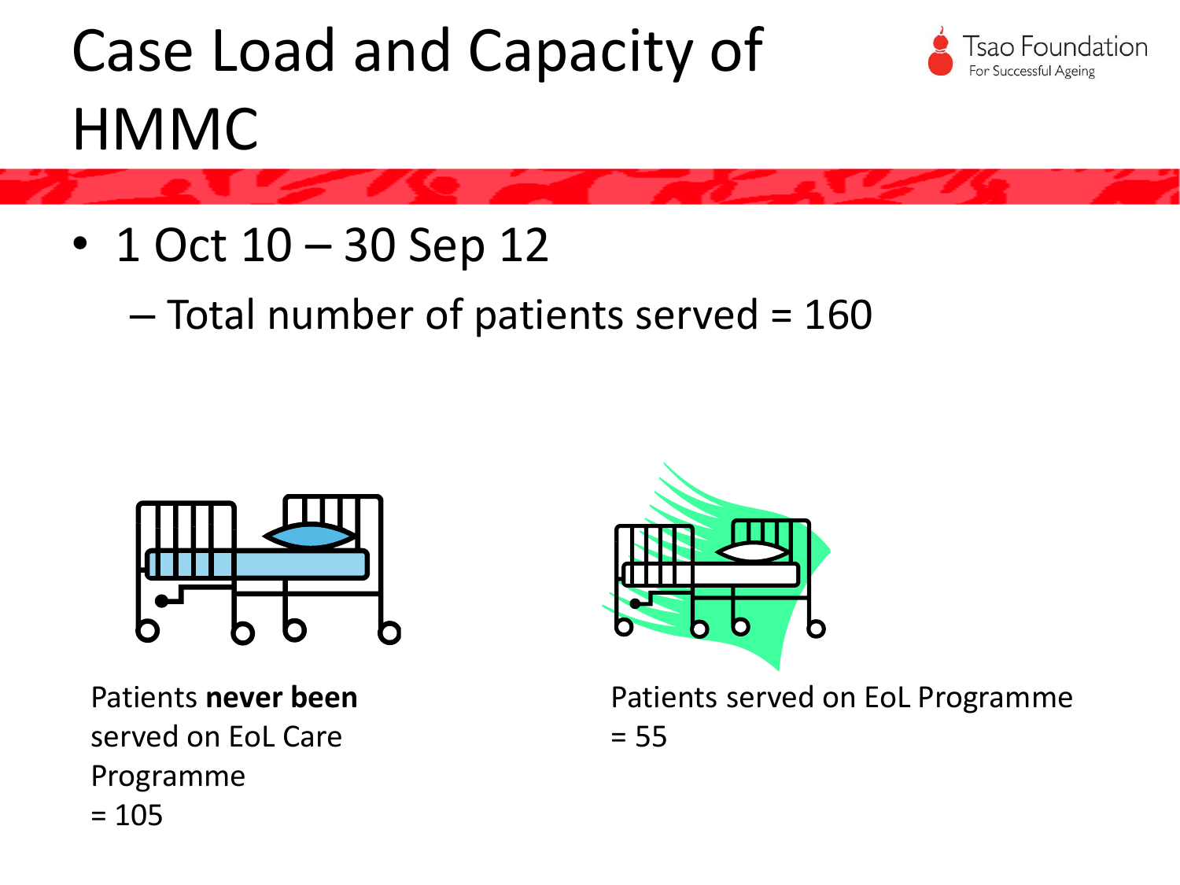# Case Load and Capacity of HMMC

- 1 Oct 10 – 30 Sep 12
  - Total number of patients served = 160

Patients **never been** served on EoL Care Programme = 105

Patients served on EoL Programme = 55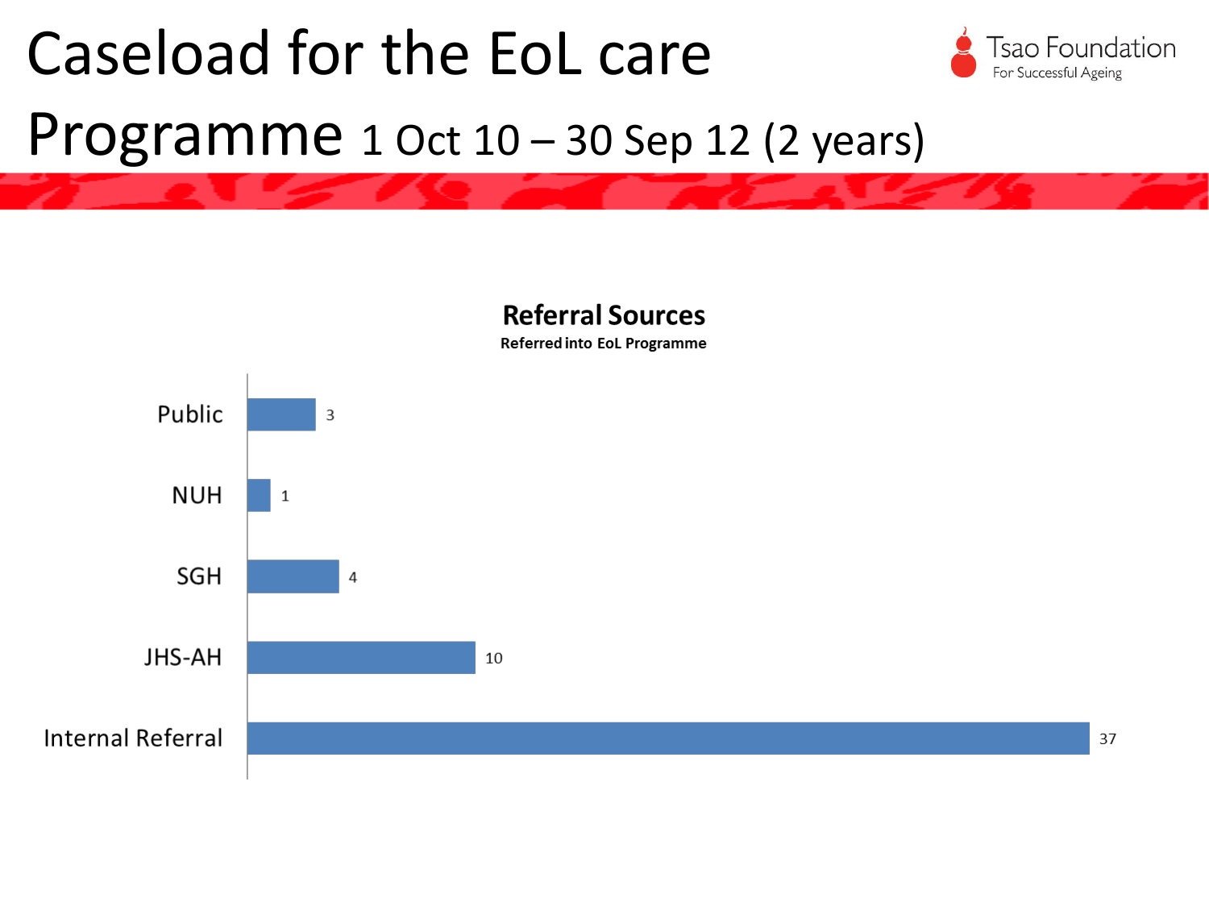# Caseload for the EoL care Programme 1 Oct 10 – 30 Sep 12 (2 years)

**Referral Sources**

**Referred into EoL Programme**

| Referral Source | Count |
| --- | --- |
| Public | 3 |
| NUH | 1 |
| SGH | 4 |
| JHS-AH | 10 |
| Internal Referral | 37 |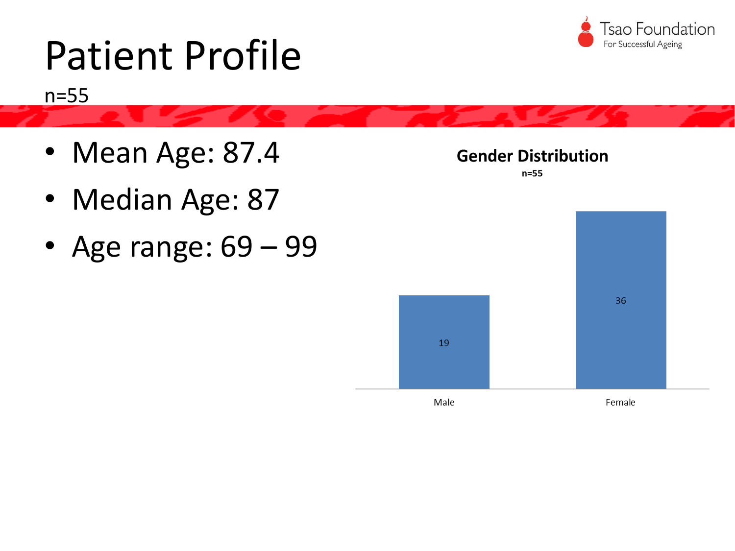# Patient Profile

n=55

- Mean Age: 87.4
- Median Age: 87
- Age range: 69 – 99

**Gender Distribution**

**n=55**

| Gender | Count |
|---|---|
| Male | 19 |
| Female | 36 |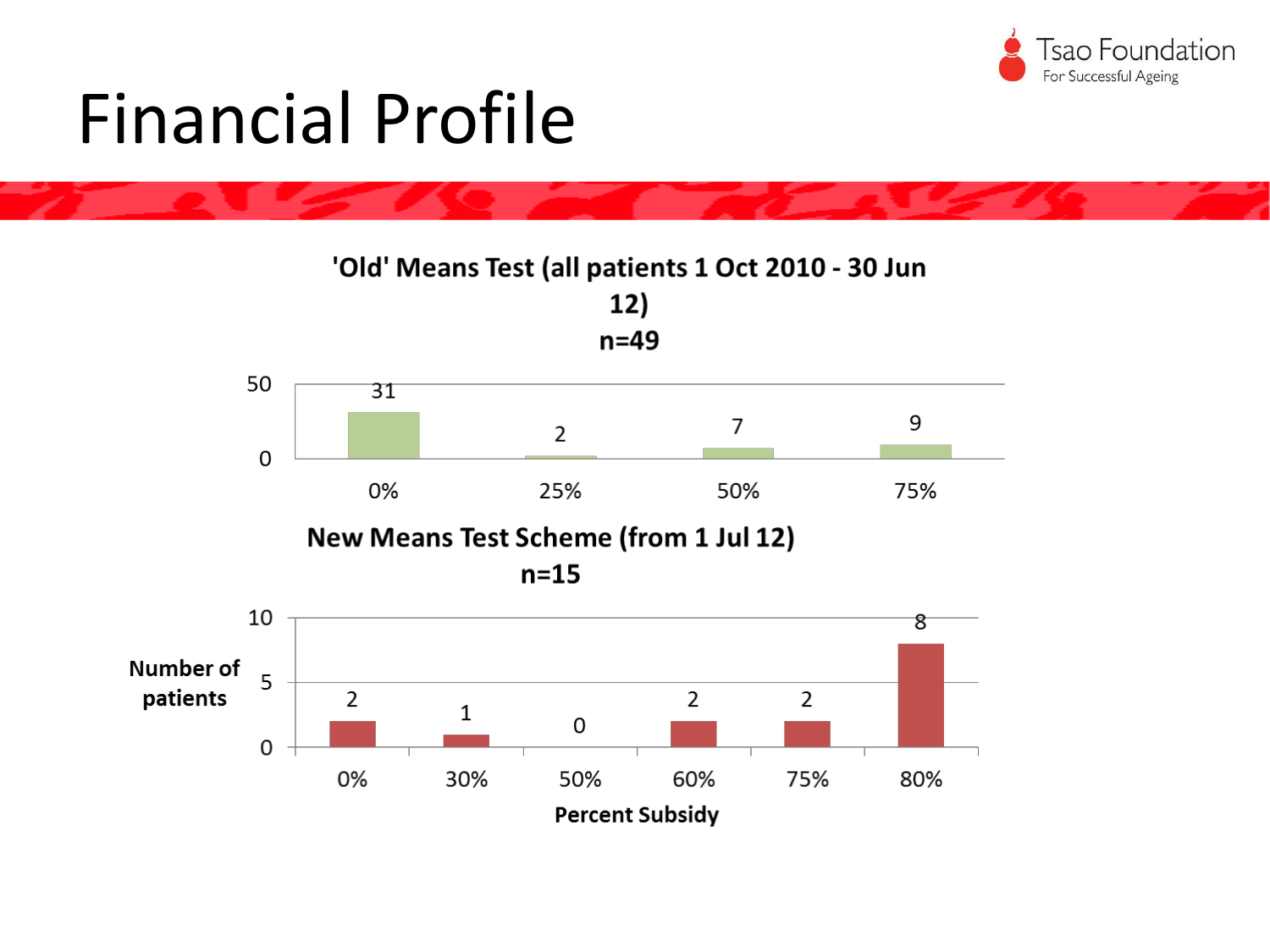# Financial Profile

**'Old' Means Test (all patients 1 Oct 2010 - 30 Jun 12)**
**n=49**

| Percent Subsidy | 0% | 25% | 50% | 75% |
|---|---|---|---|---|
| Number of patients | 31 | 2 | 7 | 9 |

**New Means Test Scheme (from 1 Jul 12)**
**n=15**

| Percent Subsidy | 0% | 30% | 50% | 60% | 75% | 80% |
|---|---|---|---|---|---|---|
| Number of patients | 2 | 1 | 0 | 2 | 2 | 8 |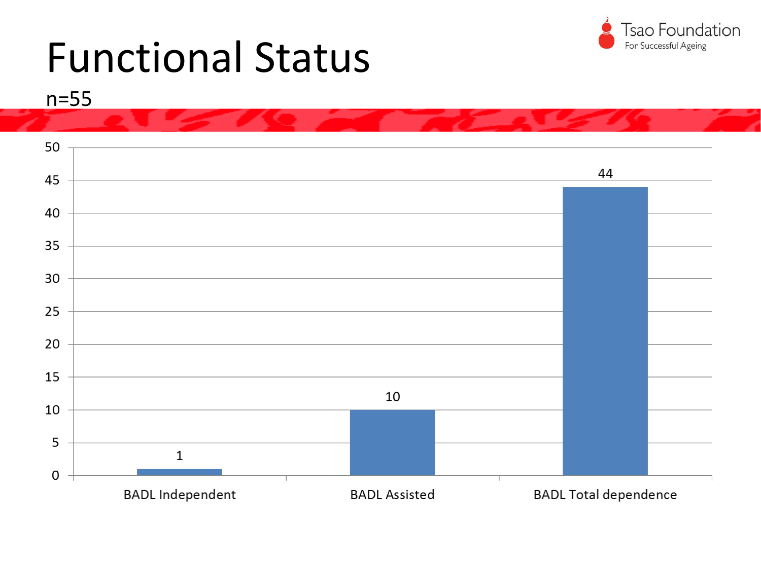# Functional Status

n=55

| Category | Count |
| --- | --- |
| BADL Independent | 1 |
| BADL Assisted | 10 |
| BADL Total dependence | 44 |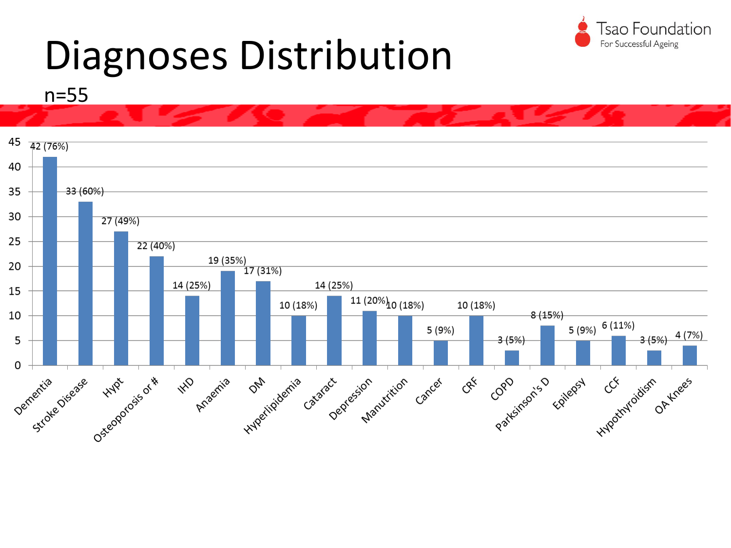# Diagnoses Distribution

n=55

| Diagnosis | Count (%) |
|---|---|
| Dementia | 42 (76%) |
| Stroke Disease | 33 (60%) |
| Hypt | 27 (49%) |
| Osteoporosis or # | 22 (40%) |
| IHD | 14 (25%) |
| Anaemia | 19 (35%) |
| DM | 17 (31%) |
| Hyperlipidemia | 10 (18%) |
| Cataract | 14 (25%) |
| Depression | 11 (20%) |
| Manutrition | 10 (18%) |
| Cancer | 5 (9%) |
| CRF | 10 (18%) |
| COPD | 3 (5%) |
| Parksinson's D | 8 (15%) |
| Epilepsy | 5 (9%) |
| CCF | 6 (11%) |
| Hypothyroidism | 3 (5%) |
| OA Knees | 4 (7%) |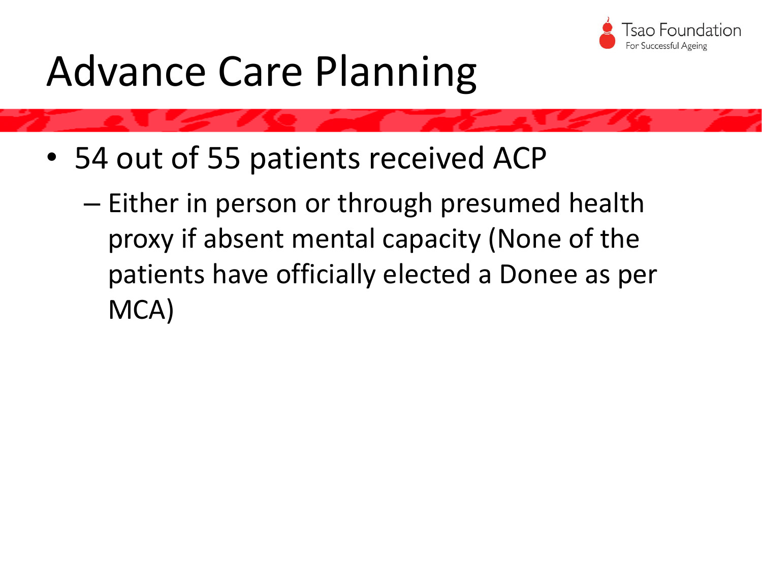# Advance Care Planning

- 54 out of 55 patients received ACP
  - Either in person or through presumed health proxy if absent mental capacity (None of the patients have officially elected a Donee as per MCA)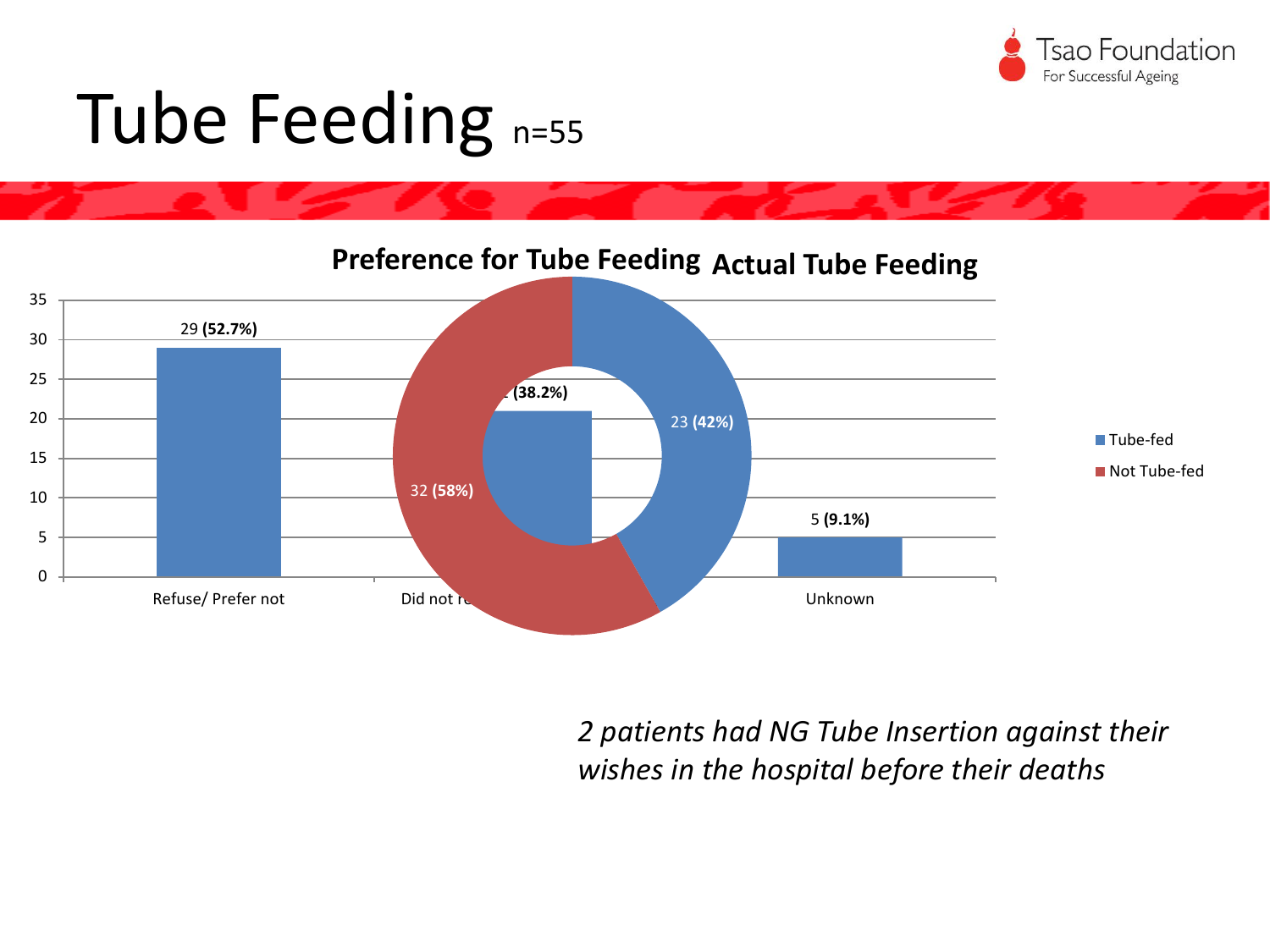# Tube Feeding n=55

**Preference for Tube Feeding** **Actual Tube Feeding**

| Preference | Count |
| --- | --- |
| Refuse/ Prefer not | 29 **(52.7%)** |
| Did not r... | ... **(38.2%)** |
| Unknown | 5 **(9.1%)** |

| Actual Tube Feeding | Count |
| --- | --- |
| Tube-fed | 23 **(42%)** |
| Not Tube-fed | 32 **(58%)** |

*2 patients had NG Tube Insertion against their wishes in the hospital before their deaths*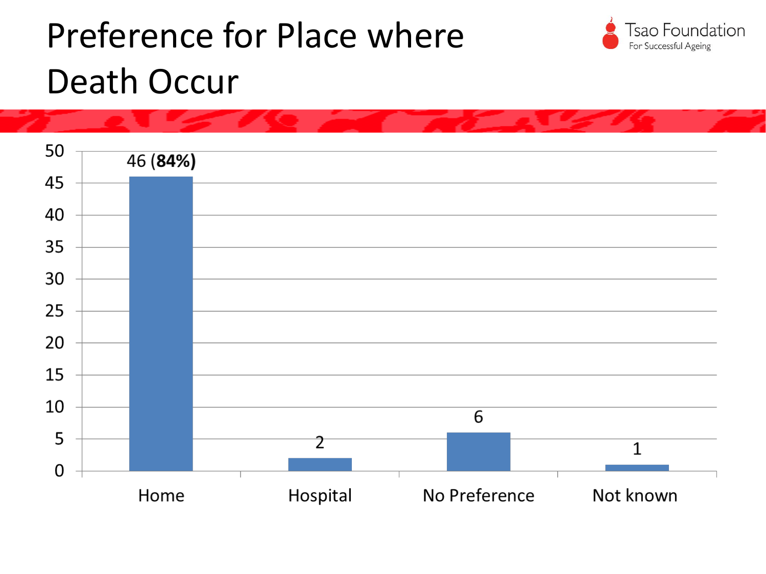# Preference for Place where Death Occur

| Preference | Count |
| --- | --- |
| Home | 46 (**84%**) |
| Hospital | 2 |
| No Preference | 6 |
| Not known | 1 |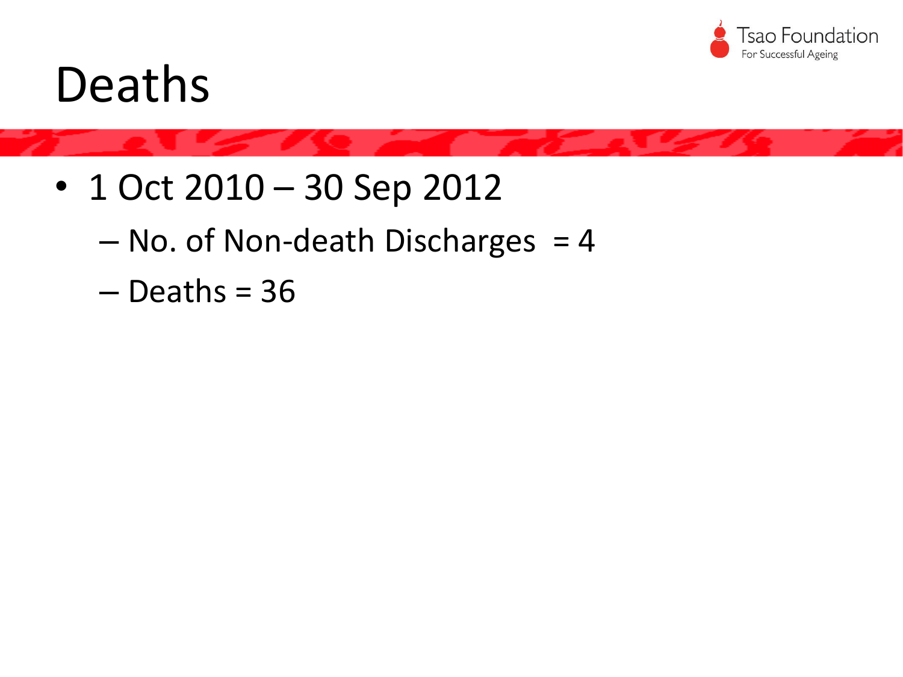# Deaths

- 1 Oct 2010 – 30 Sep 2012
  - No. of Non-death Discharges = 4
  - Deaths = 36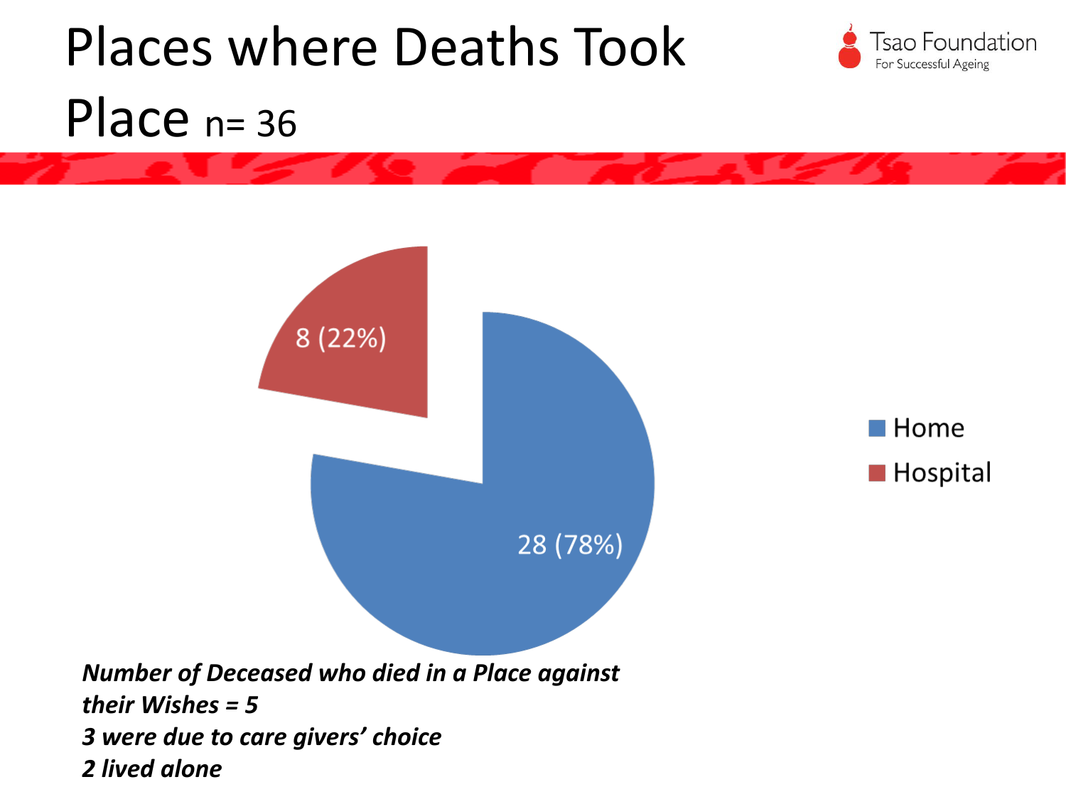# Places where Deaths Took Place n= 36

8 (22%)

28 (78%)

- Home
- Hospital

***Number of Deceased who died in a Place against their Wishes = 5***
***3 were due to care givers' choice***
***2 lived alone***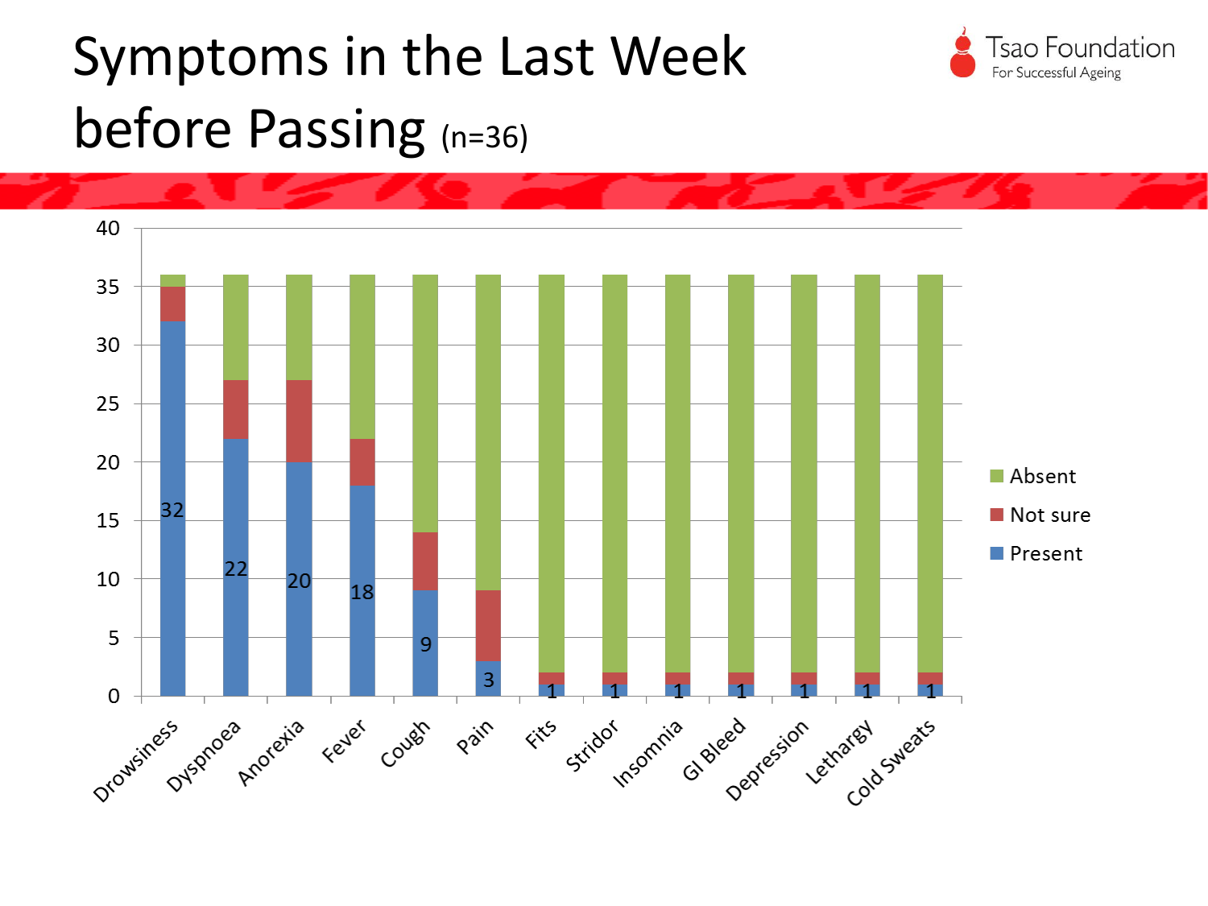# Symptoms in the Last Week before Passing (n=36)

Tsao Foundation
For Successful Ageing

| Symptom | Present | Not sure | Absent |
|---|---|---|---|
| Drowsiness | 32 | 3 | 1 |
| Dyspnoea | 22 | 5 | 9 |
| Anorexia | 20 | 7 | 9 |
| Fever | 18 | 4 | 14 |
| Cough | 9 | 5 | 22 |
| Pain | 3 | 6 | 27 |
| Fits | 1 | 1 | 34 |
| Stridor | 1 | 1 | 34 |
| Insomnia | 1 | 1 | 34 |
| GI Bleed | 1 | 1 | 34 |
| Depression | 1 | 1 | 34 |
| Lethargy | 1 | 1 | 34 |
| Cold Sweats | 1 | 1 | 34 |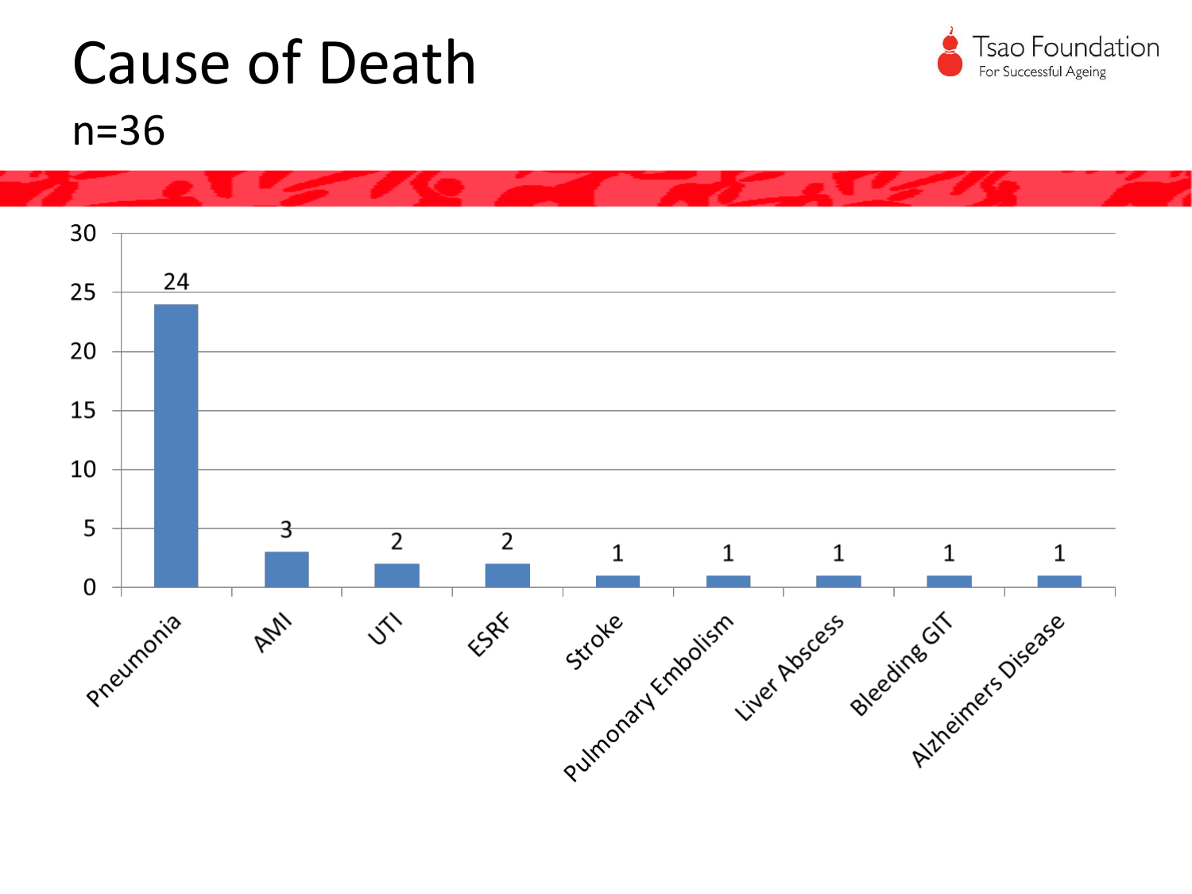# Cause of Death

## n=36

| Cause | Count |
|---|---|
| Pneumonia | 24 |
| AMI | 3 |
| UTI | 2 |
| ESRF | 2 |
| Stroke | 1 |
| Pulmonary Embolism | 1 |
| Liver Abscess | 1 |
| Bleeding GIT | 1 |
| Alzheimers Disease | 1 |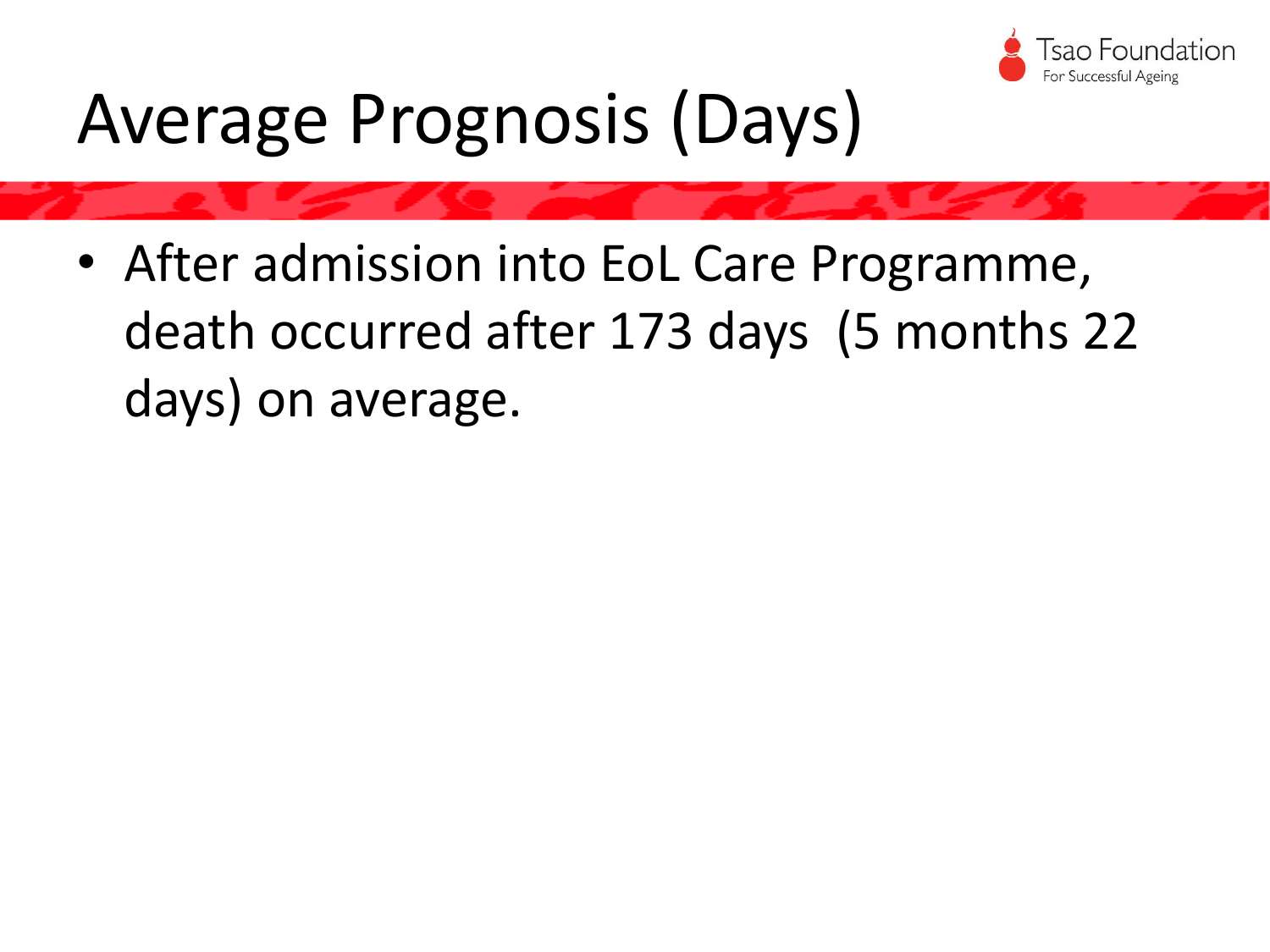# Average Prognosis (Days)

- After admission into EoL Care Programme, death occurred after 173 days (5 months 22 days) on average.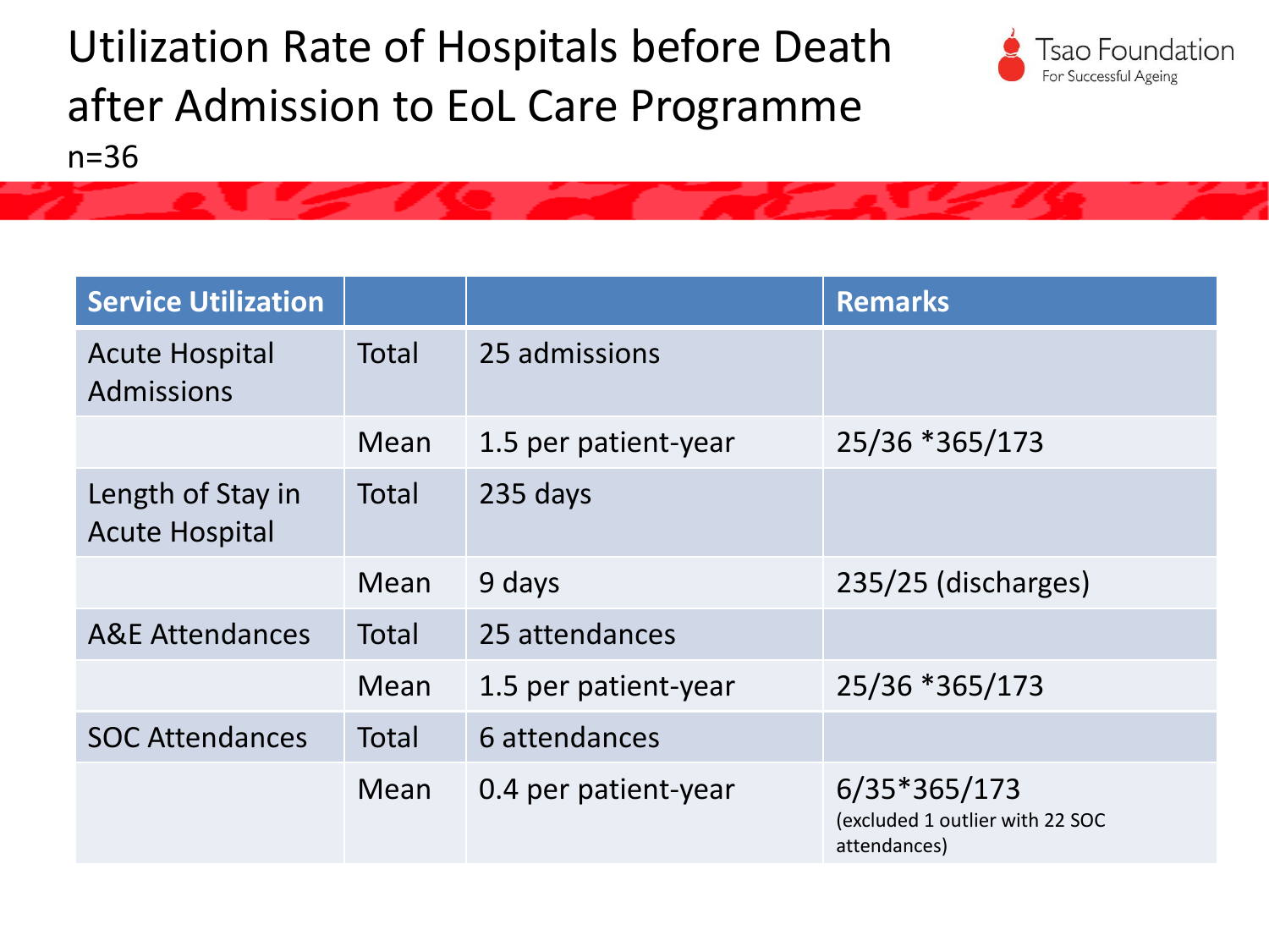# Utilization Rate of Hospitals before Death after Admission to EoL Care Programme

n=36

| Service Utilization | | | Remarks |
|---|---|---|---|
| Acute Hospital Admissions | Total | 25 admissions | |
| | Mean | 1.5 per patient-year | 25/36 *365/173 |
| Length of Stay in Acute Hospital | Total | 235 days | |
| | Mean | 9 days | 235/25 (discharges) |
| A&E Attendances | Total | 25 attendances | |
| | Mean | 1.5 per patient-year | 25/36 *365/173 |
| SOC Attendances | Total | 6 attendances | |
| | Mean | 0.4 per patient-year | 6/35*365/173 (excluded 1 outlier with 22 SOC attendances) |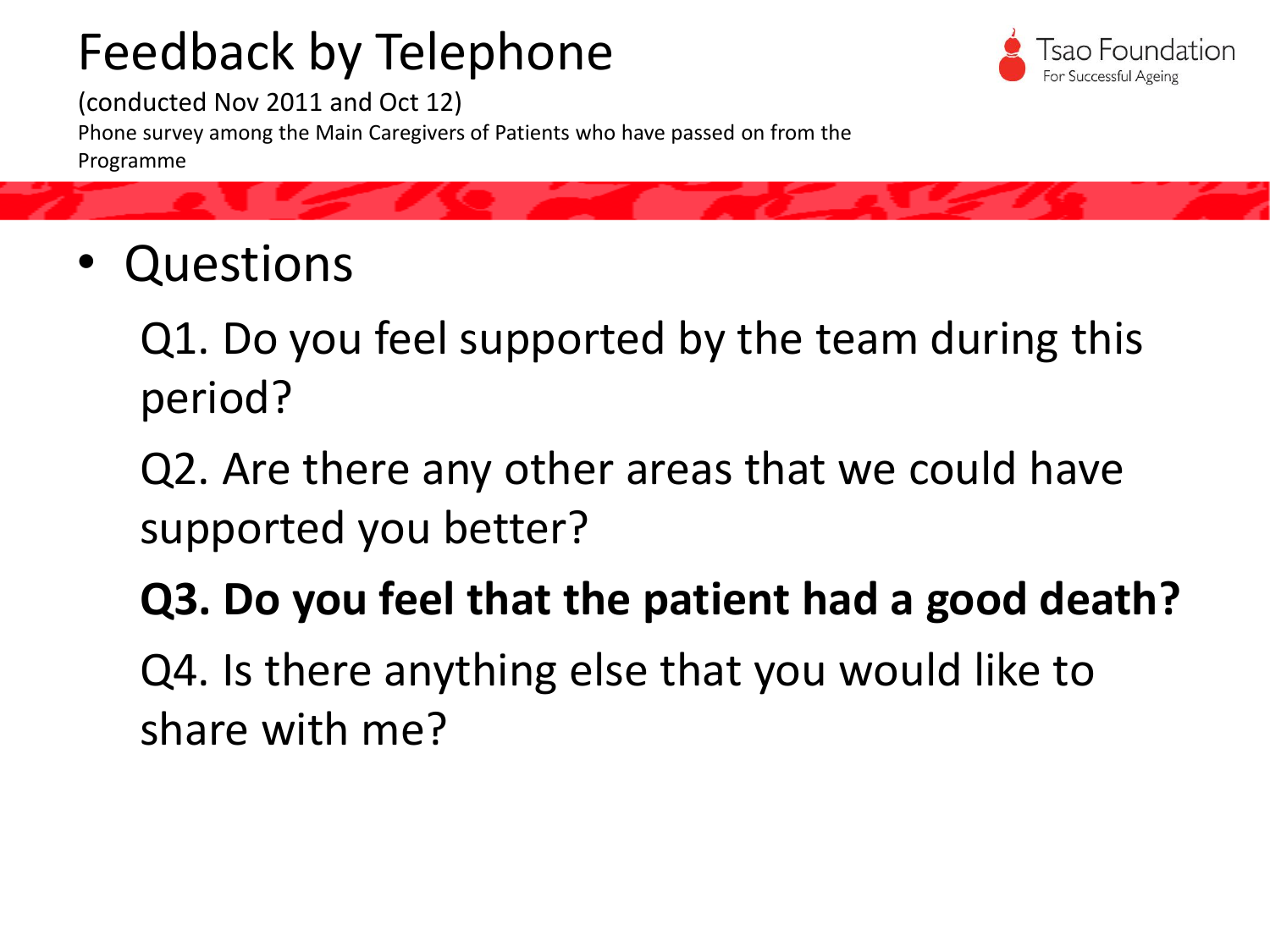# Feedback by Telephone

(conducted Nov 2011 and Oct 12)

Phone survey among the Main Caregivers of Patients who have passed on from the Programme

- Questions

  Q1. Do you feel supported by the team during this period?

  Q2. Are there any other areas that we could have supported you better?

  **Q3. Do you feel that the patient had a good death?**

  Q4. Is there anything else that you would like to share with me?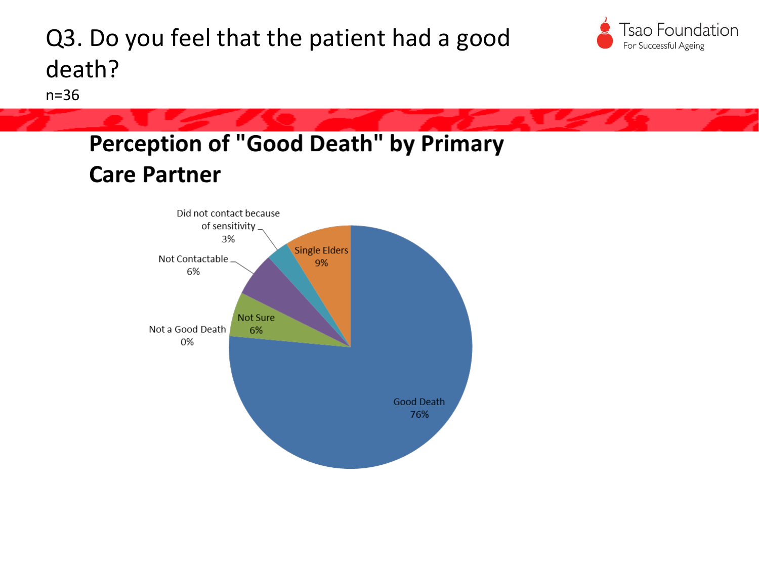# Q3. Do you feel that the patient had a good death?

n=36

## Perception of "Good Death" by Primary Care Partner

Did not contact because of sensitivity 3%

Single Elders 9%

Not Contactable 6%

Not Sure 6%

Not a Good Death 0%

Good Death 76%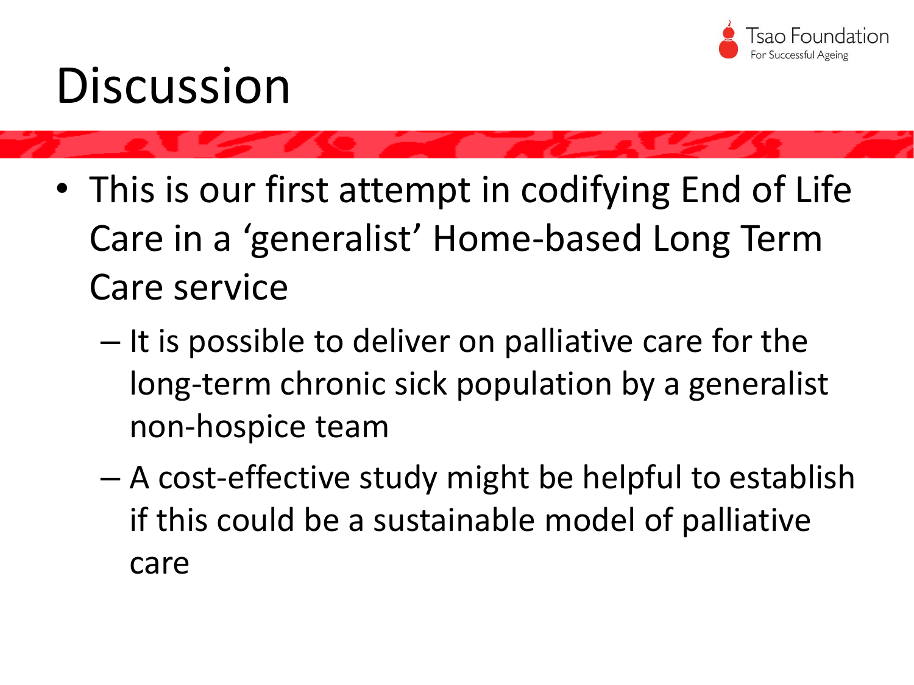# Discussion

- This is our first attempt in codifying End of Life Care in a 'generalist' Home-based Long Term Care service
  - It is possible to deliver on palliative care for the long-term chronic sick population by a generalist non-hospice team
  - A cost-effective study might be helpful to establish if this could be a sustainable model of palliative care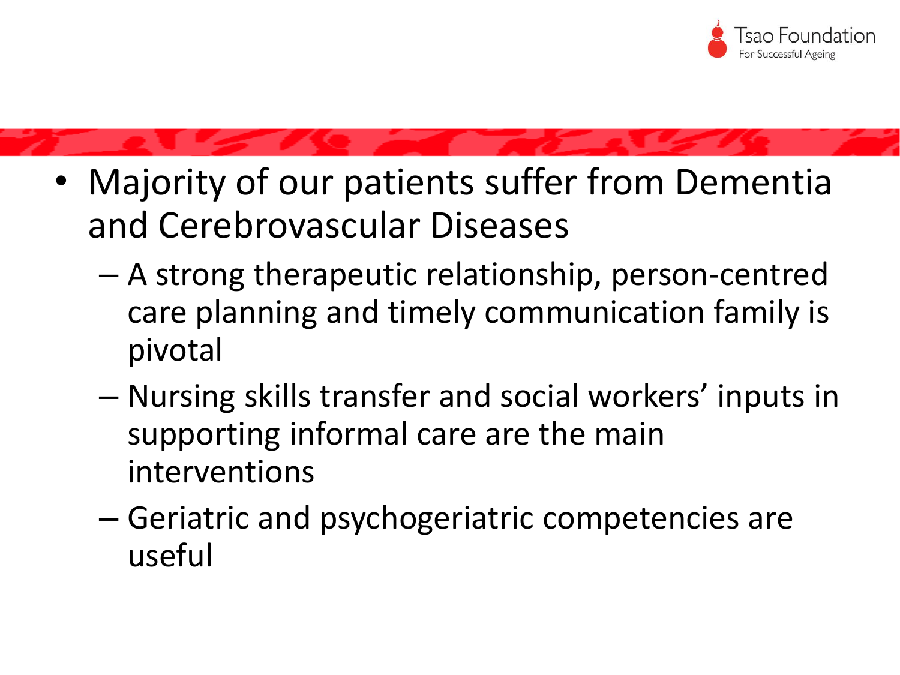- Majority of our patients suffer from Dementia and Cerebrovascular Diseases
  - A strong therapeutic relationship, person-centred care planning and timely communication family is pivotal
  - Nursing skills transfer and social workers' inputs in supporting informal care are the main interventions
  - Geriatric and psychogeriatric competencies are useful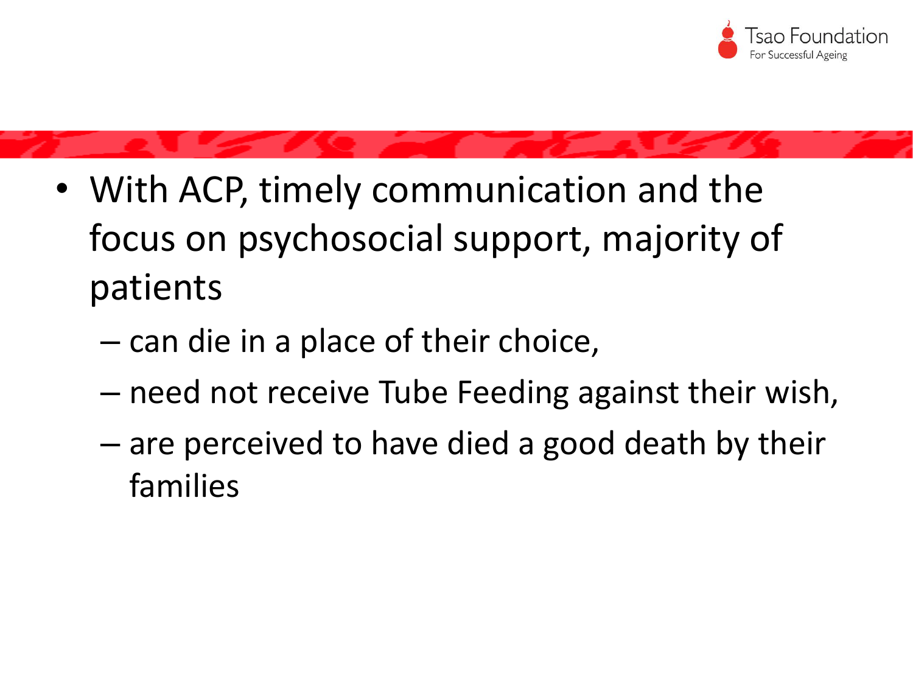- With ACP, timely communication and the focus on psychosocial support, majority of patients
  - can die in a place of their choice,
  - need not receive Tube Feeding against their wish,
  - are perceived to have died a good death by their families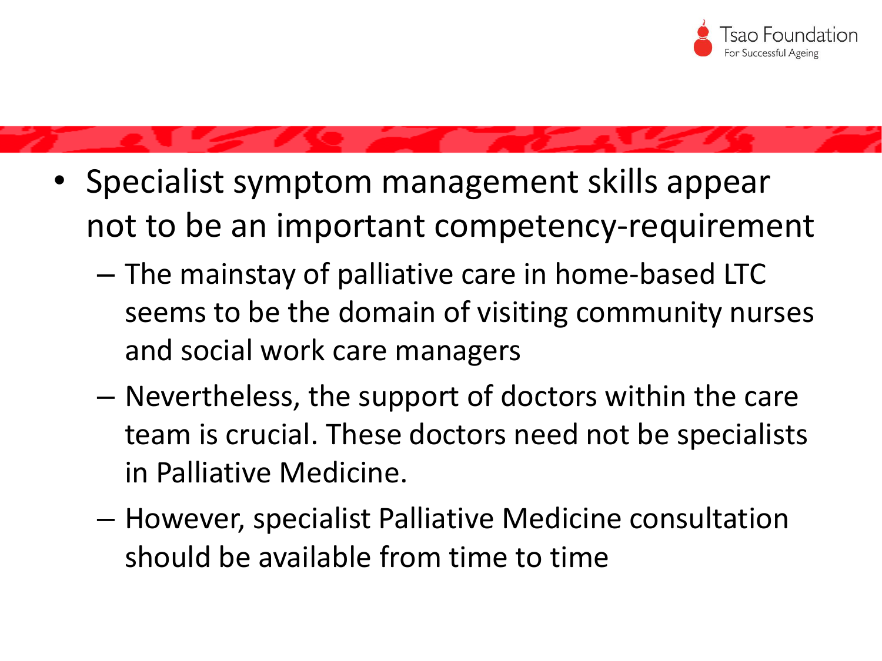- Specialist symptom management skills appear not to be an important competency-requirement
  - The mainstay of palliative care in home-based LTC seems to be the domain of visiting community nurses and social work care managers
  - Nevertheless, the support of doctors within the care team is crucial. These doctors need not be specialists in Palliative Medicine.
  - However, specialist Palliative Medicine consultation should be available from time to time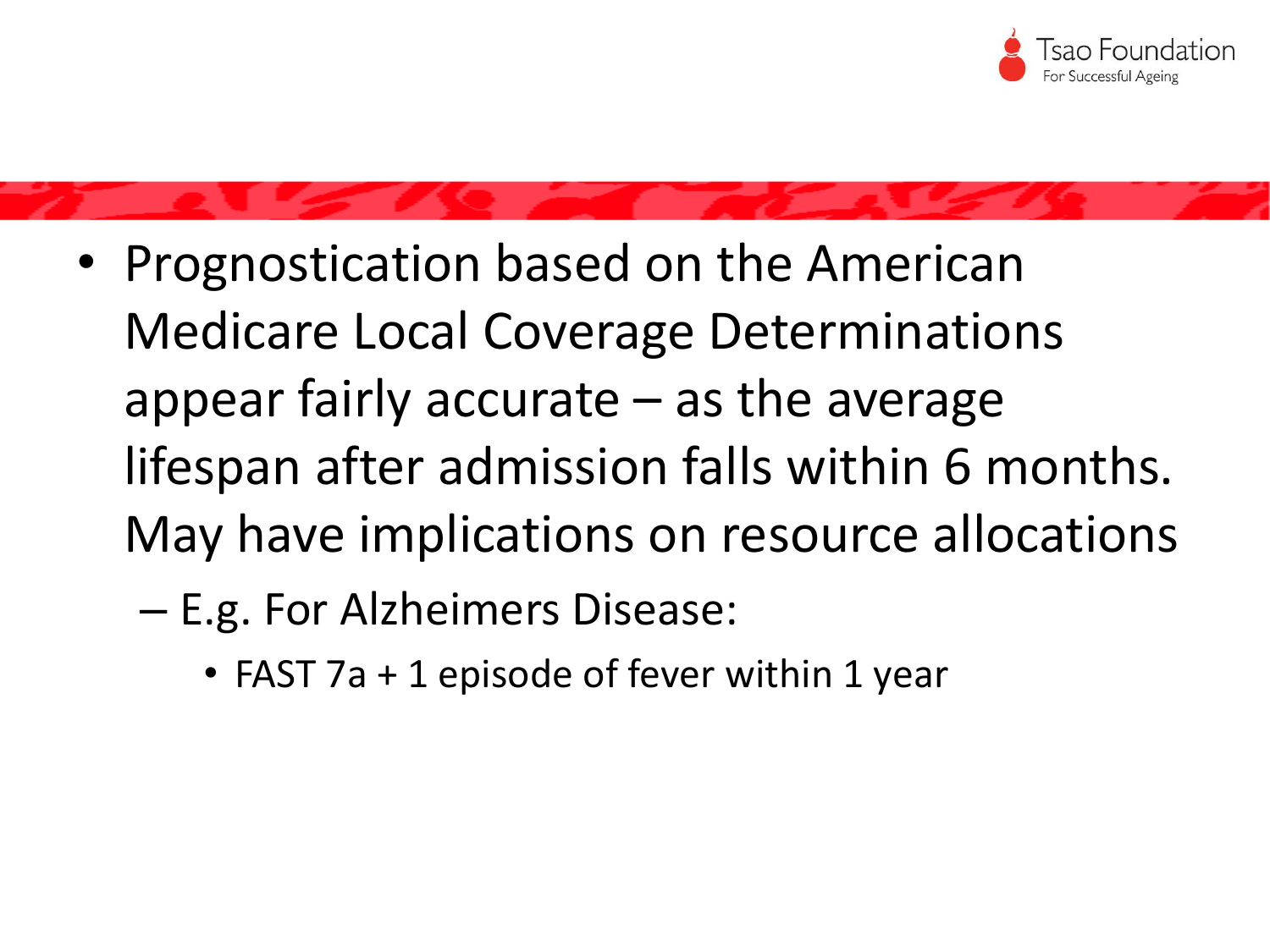- Prognostication based on the American Medicare Local Coverage Determinations appear fairly accurate – as the average lifespan after admission falls within 6 months. May have implications on resource allocations
  - E.g. For Alzheimers Disease:
    - FAST 7a + 1 episode of fever within 1 year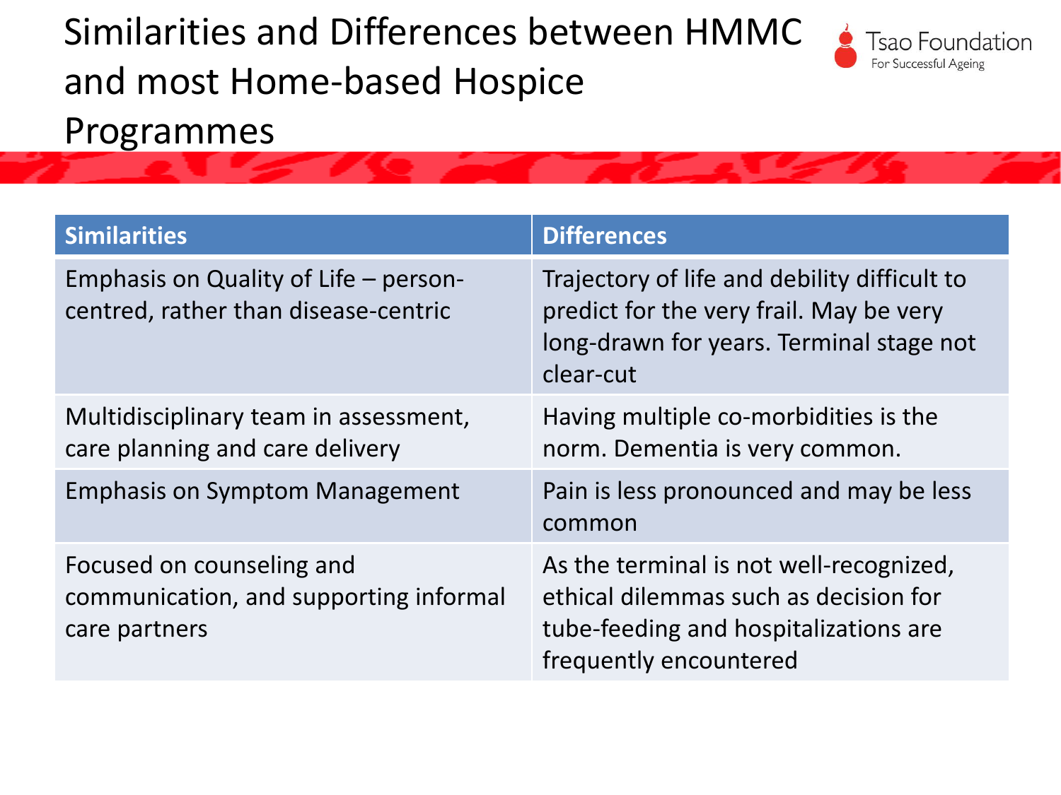# Similarities and Differences between HMMC and most Home-based Hospice Programmes

Tsao Foundation
For Successful Ageing

| Similarities | Differences |
| --- | --- |
| Emphasis on Quality of Life – person-centred, rather than disease-centric | Trajectory of life and debility difficult to predict for the very frail. May be very long-drawn for years. Terminal stage not clear-cut |
| Multidisciplinary team in assessment, care planning and care delivery | Having multiple co-morbidities is the norm. Dementia is very common. |
| Emphasis on Symptom Management | Pain is less pronounced and may be less common |
| Focused on counseling and communication, and supporting informal care partners | As the terminal is not well-recognized, ethical dilemmas such as decision for tube-feeding and hospitalizations are frequently encountered |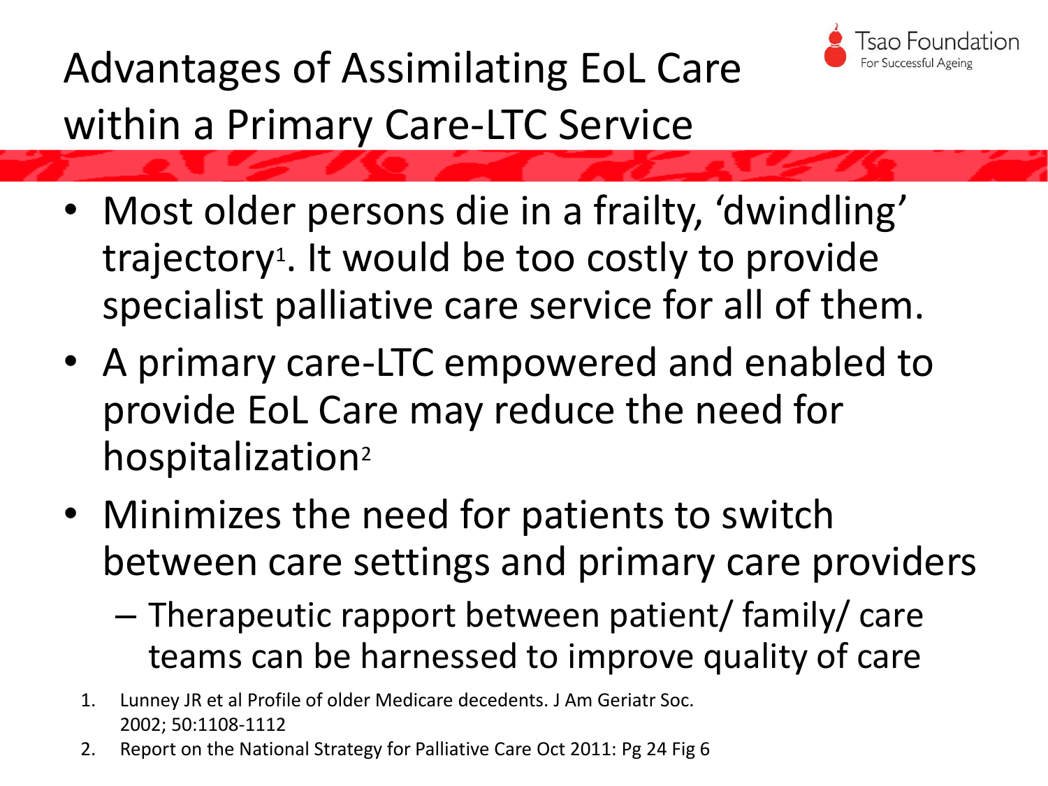# Advantages of Assimilating EoL Care within a Primary Care-LTC Service

- Most older persons die in a frailty, 'dwindling' trajectory[1]. It would be too costly to provide specialist palliative care service for all of them.
- A primary care-LTC empowered and enabled to provide EoL Care may reduce the need for hospitalization[2]
- Minimizes the need for patients to switch between care settings and primary care providers
  - Therapeutic rapport between patient/ family/ care teams can be harnessed to improve quality of care

1. Lunney JR et al Profile of older Medicare decedents. J Am Geriatr Soc. 2002; 50:1108-1112
2. Report on the National Strategy for Palliative Care Oct 2011: Pg 24 Fig 6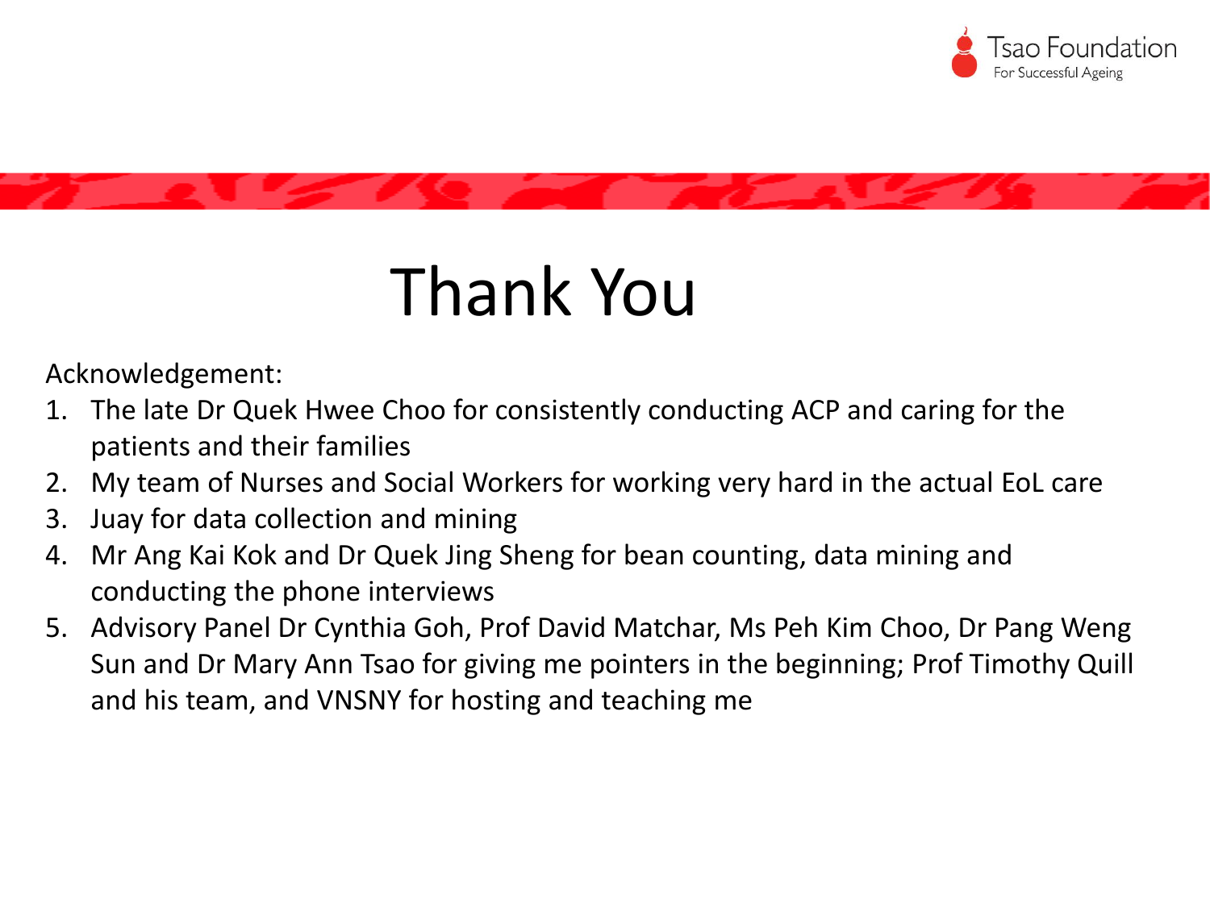# Thank You

Acknowledgement:

1. The late Dr Quek Hwee Choo for consistently conducting ACP and caring for the patients and their families
2. My team of Nurses and Social Workers for working very hard in the actual EoL care
3. Juay for data collection and mining
4. Mr Ang Kai Kok and Dr Quek Jing Sheng for bean counting, data mining and conducting the phone interviews
5. Advisory Panel Dr Cynthia Goh, Prof David Matchar, Ms Peh Kim Choo, Dr Pang Weng Sun and Dr Mary Ann Tsao for giving me pointers in the beginning; Prof Timothy Quill and his team, and VNSNY for hosting and teaching me